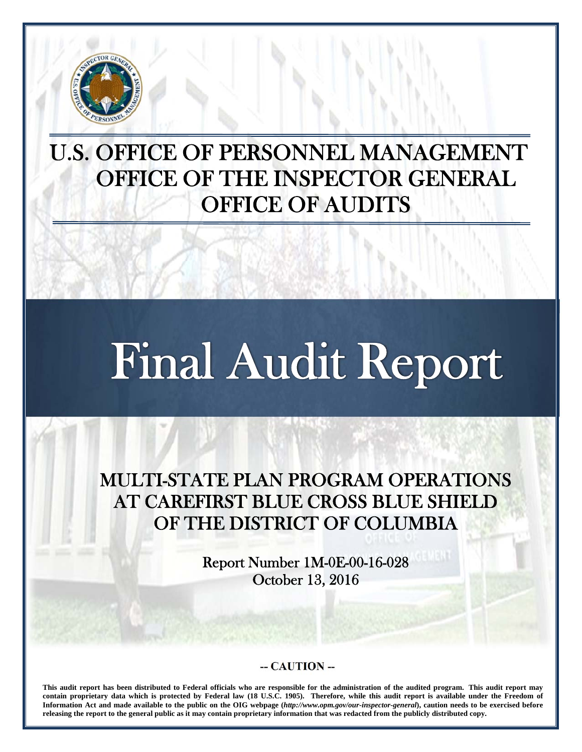# U.S. OFFICE OF PERSONNEL MANAGEMENT
# OFFICE OF THE INSPECTOR GENERAL
# OFFICE OF AUDITS

# Final Audit Report

## MULTI-STATE PLAN PROGRAM OPERATIONS AT CAREFIRST BLUE CROSS BLUE SHIELD OF THE DISTRICT OF COLUMBIA

Report Number 1M-0E-00-16-028
October 13, 2016

**-- CAUTION --**

**This audit report has been distributed to Federal officials who are responsible for the administration of the audited program. This audit report may contain proprietary data which is protected by Federal law (18 U.S.C. 1905). Therefore, while this audit report is available under the Freedom of Information Act and made available to the public on the OIG webpage (*http://www.opm.gov/our-inspector-general*), caution needs to be exercised before releasing the report to the general public as it may contain proprietary information that was redacted from the publicly distributed copy.**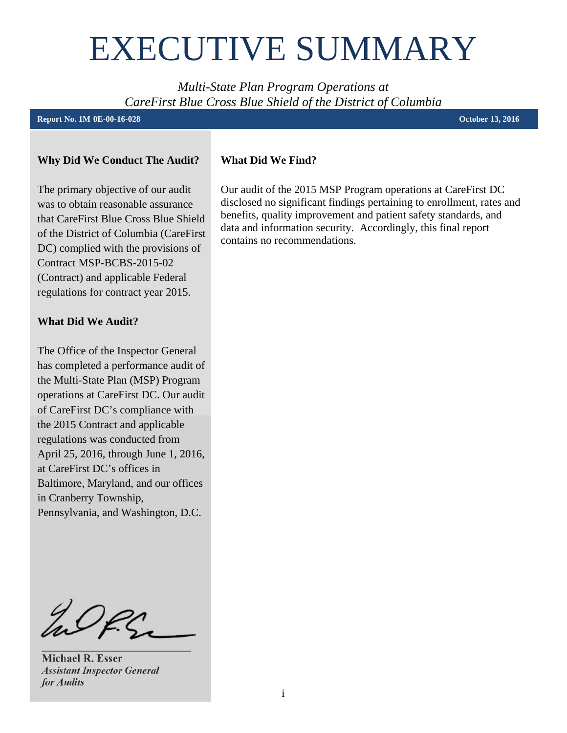# EXECUTIVE SUMMARY

*Multi-State Plan Program Operations at*
*CareFirst Blue Cross Blue Shield of the District of Columbia*

**Report No. 1M 0E-00-16-028** **October 13, 2016**

**Why Did We Conduct The Audit?**

The primary objective of our audit was to obtain reasonable assurance that CareFirst Blue Cross Blue Shield of the District of Columbia (CareFirst DC) complied with the provisions of Contract MSP-BCBS-2015-02 (Contract) and applicable Federal regulations for contract year 2015.

**What Did We Audit?**

The Office of the Inspector General has completed a performance audit of the Multi-State Plan (MSP) Program operations at CareFirst DC. Our audit of CareFirst DC's compliance with the 2015 Contract and applicable regulations was conducted from April 25, 2016, through June 1, 2016, at CareFirst DC's offices in Baltimore, Maryland, and our offices in Cranberry Township, Pennsylvania, and Washington, D.C.

**What Did We Find?**

Our audit of the 2015 MSP Program operations at CareFirst DC disclosed no significant findings pertaining to enrollment, rates and benefits, quality improvement and patient safety standards, and data and information security. Accordingly, this final report contains no recommendations.

**Michael R. Esser**
***Assistant Inspector General for Audits***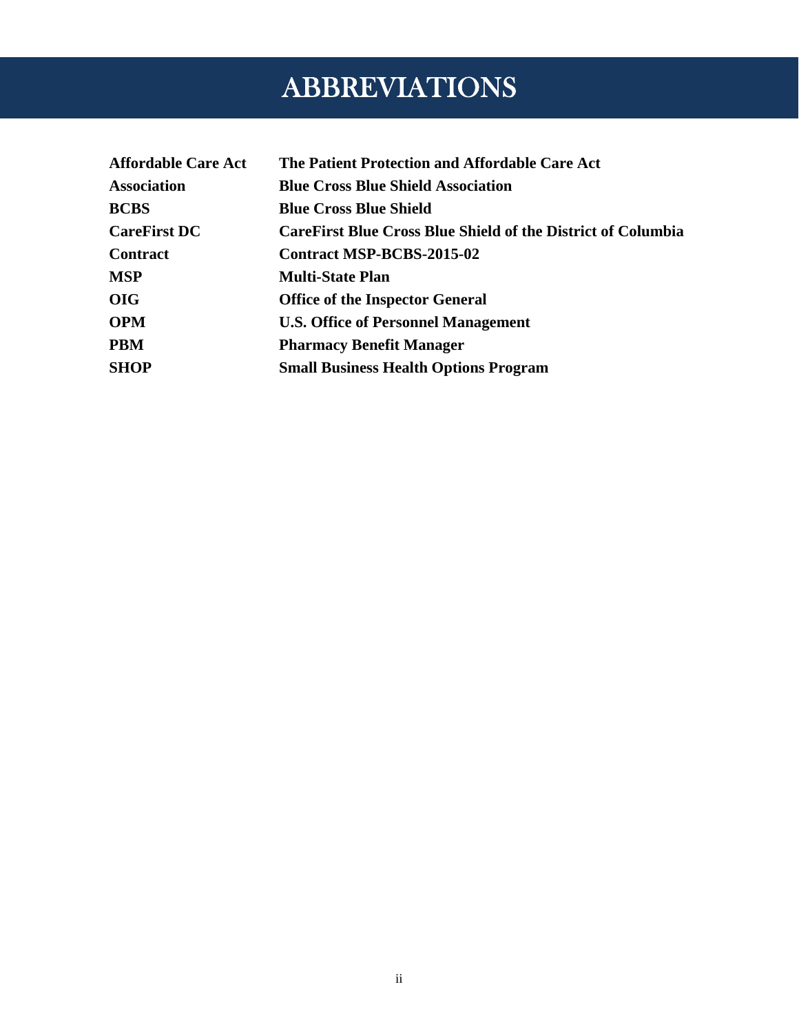# ABBREVIATIONS

| | |
|---|---|
| **Affordable Care Act** | **The Patient Protection and Affordable Care Act** |
| **Association** | **Blue Cross Blue Shield Association** |
| **BCBS** | **Blue Cross Blue Shield** |
| **CareFirst DC** | **CareFirst Blue Cross Blue Shield of the District of Columbia** |
| **Contract** | **Contract MSP-BCBS-2015-02** |
| **MSP** | **Multi-State Plan** |
| **OIG** | **Office of the Inspector General** |
| **OPM** | **U.S. Office of Personnel Management** |
| **PBM** | **Pharmacy Benefit Manager** |
| **SHOP** | **Small Business Health Options Program** |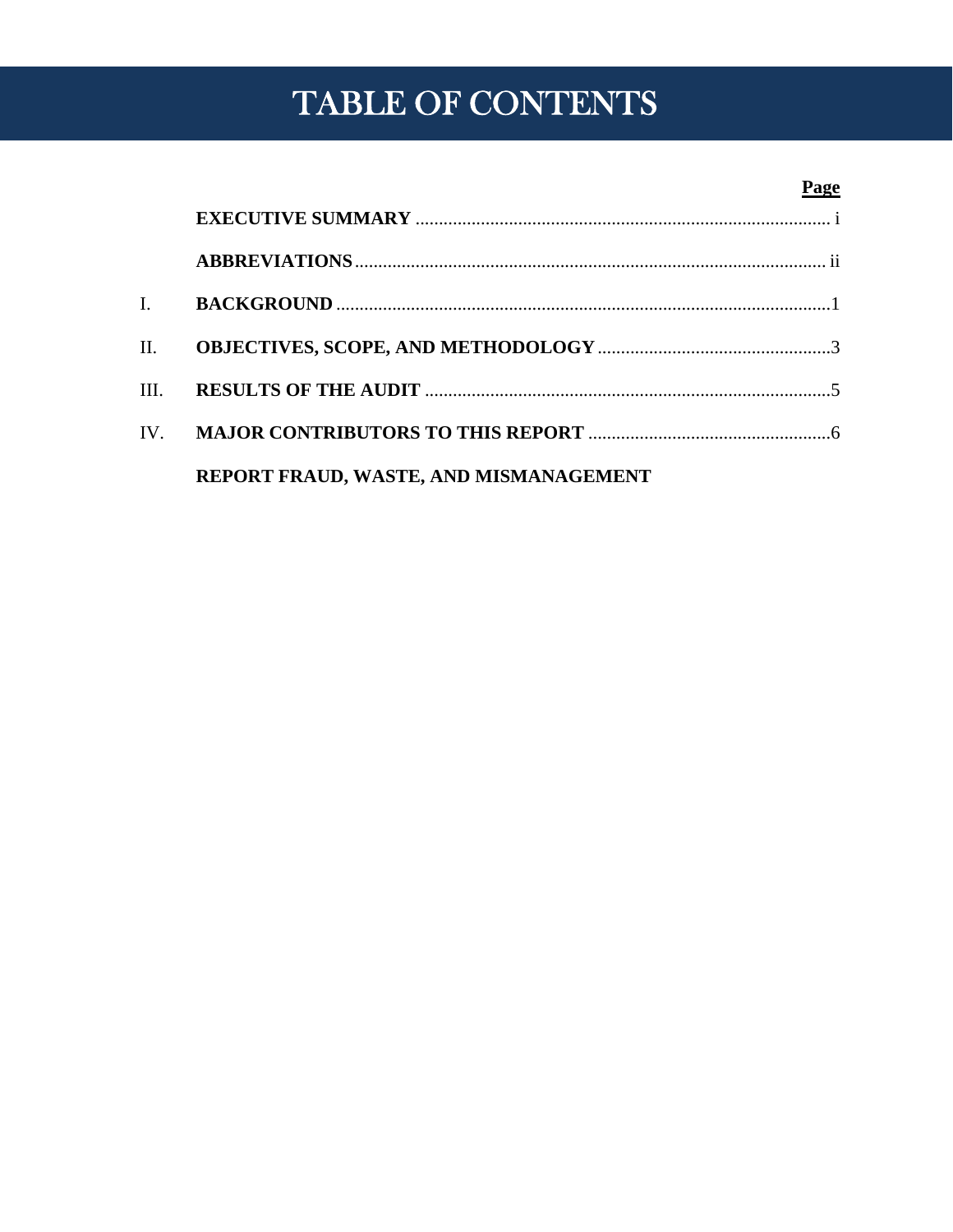# TABLE OF CONTENTS

| | | Page |
|---|---|---|
| | **EXECUTIVE SUMMARY** | i |
| | **ABBREVIATIONS** | ii |
| I. | **BACKGROUND** | 1 |
| II. | **OBJECTIVES, SCOPE, AND METHODOLOGY** | 3 |
| III. | **RESULTS OF THE AUDIT** | 5 |
| IV. | **MAJOR CONTRIBUTORS TO THIS REPORT** | 6 |
| | **REPORT FRAUD, WASTE, AND MISMANAGEMENT** | |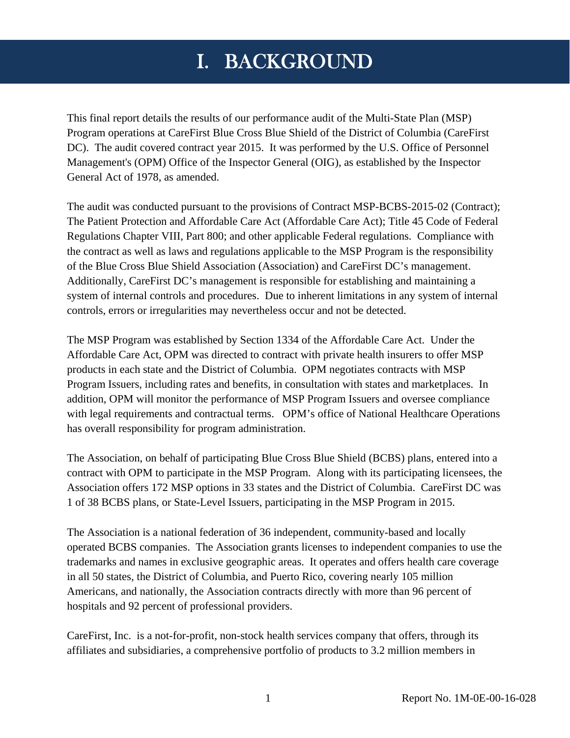# I. BACKGROUND

This final report details the results of our performance audit of the Multi-State Plan (MSP) Program operations at CareFirst Blue Cross Blue Shield of the District of Columbia (CareFirst DC). The audit covered contract year 2015. It was performed by the U.S. Office of Personnel Management's (OPM) Office of the Inspector General (OIG), as established by the Inspector General Act of 1978, as amended.

The audit was conducted pursuant to the provisions of Contract MSP-BCBS-2015-02 (Contract); The Patient Protection and Affordable Care Act (Affordable Care Act); Title 45 Code of Federal Regulations Chapter VIII, Part 800; and other applicable Federal regulations. Compliance with the contract as well as laws and regulations applicable to the MSP Program is the responsibility of the Blue Cross Blue Shield Association (Association) and CareFirst DC's management. Additionally, CareFirst DC's management is responsible for establishing and maintaining a system of internal controls and procedures. Due to inherent limitations in any system of internal controls, errors or irregularities may nevertheless occur and not be detected.

The MSP Program was established by Section 1334 of the Affordable Care Act. Under the Affordable Care Act, OPM was directed to contract with private health insurers to offer MSP products in each state and the District of Columbia. OPM negotiates contracts with MSP Program Issuers, including rates and benefits, in consultation with states and marketplaces. In addition, OPM will monitor the performance of MSP Program Issuers and oversee compliance with legal requirements and contractual terms. OPM's office of National Healthcare Operations has overall responsibility for program administration.

The Association, on behalf of participating Blue Cross Blue Shield (BCBS) plans, entered into a contract with OPM to participate in the MSP Program. Along with its participating licensees, the Association offers 172 MSP options in 33 states and the District of Columbia. CareFirst DC was 1 of 38 BCBS plans, or State-Level Issuers, participating in the MSP Program in 2015.

The Association is a national federation of 36 independent, community-based and locally operated BCBS companies. The Association grants licenses to independent companies to use the trademarks and names in exclusive geographic areas. It operates and offers health care coverage in all 50 states, the District of Columbia, and Puerto Rico, covering nearly 105 million Americans, and nationally, the Association contracts directly with more than 96 percent of hospitals and 92 percent of professional providers.

CareFirst, Inc. is a not-for-profit, non-stock health services company that offers, through its affiliates and subsidiaries, a comprehensive portfolio of products to 3.2 million members in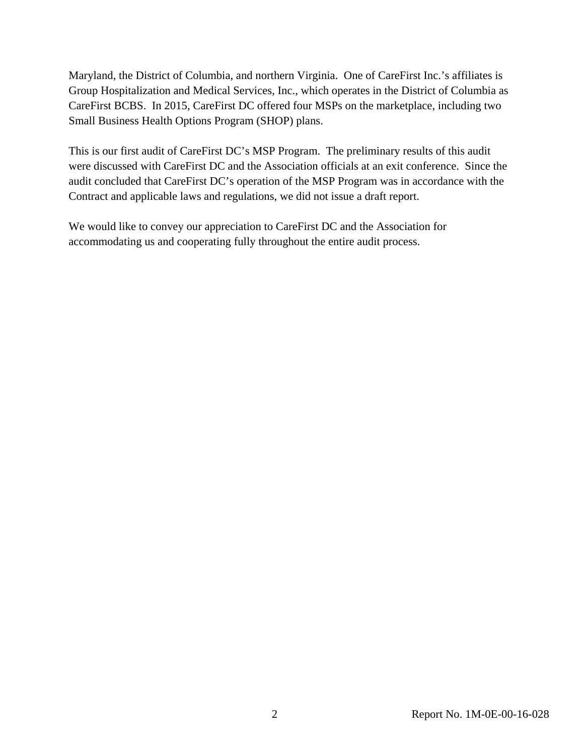Maryland, the District of Columbia, and northern Virginia. One of CareFirst Inc.'s affiliates is Group Hospitalization and Medical Services, Inc., which operates in the District of Columbia as CareFirst BCBS. In 2015, CareFirst DC offered four MSPs on the marketplace, including two Small Business Health Options Program (SHOP) plans.

This is our first audit of CareFirst DC's MSP Program. The preliminary results of this audit were discussed with CareFirst DC and the Association officials at an exit conference. Since the audit concluded that CareFirst DC's operation of the MSP Program was in accordance with the Contract and applicable laws and regulations, we did not issue a draft report.

We would like to convey our appreciation to CareFirst DC and the Association for accommodating us and cooperating fully throughout the entire audit process.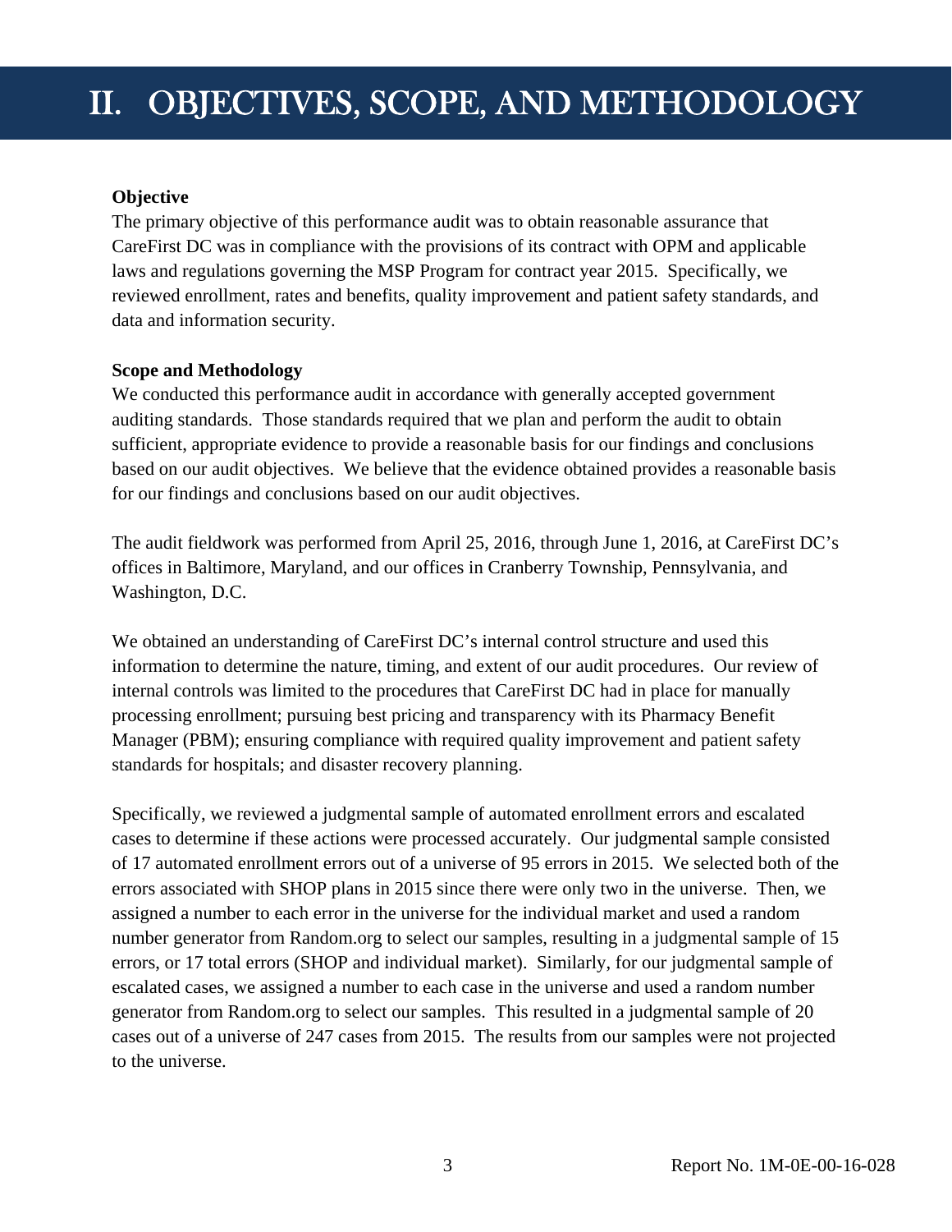# II. OBJECTIVES, SCOPE, AND METHODOLOGY

**Objective**

The primary objective of this performance audit was to obtain reasonable assurance that CareFirst DC was in compliance with the provisions of its contract with OPM and applicable laws and regulations governing the MSP Program for contract year 2015. Specifically, we reviewed enrollment, rates and benefits, quality improvement and patient safety standards, and data and information security.

**Scope and Methodology**

We conducted this performance audit in accordance with generally accepted government auditing standards. Those standards required that we plan and perform the audit to obtain sufficient, appropriate evidence to provide a reasonable basis for our findings and conclusions based on our audit objectives. We believe that the evidence obtained provides a reasonable basis for our findings and conclusions based on our audit objectives.

The audit fieldwork was performed from April 25, 2016, through June 1, 2016, at CareFirst DC's offices in Baltimore, Maryland, and our offices in Cranberry Township, Pennsylvania, and Washington, D.C.

We obtained an understanding of CareFirst DC's internal control structure and used this information to determine the nature, timing, and extent of our audit procedures. Our review of internal controls was limited to the procedures that CareFirst DC had in place for manually processing enrollment; pursuing best pricing and transparency with its Pharmacy Benefit Manager (PBM); ensuring compliance with required quality improvement and patient safety standards for hospitals; and disaster recovery planning.

Specifically, we reviewed a judgmental sample of automated enrollment errors and escalated cases to determine if these actions were processed accurately. Our judgmental sample consisted of 17 automated enrollment errors out of a universe of 95 errors in 2015. We selected both of the errors associated with SHOP plans in 2015 since there were only two in the universe. Then, we assigned a number to each error in the universe for the individual market and used a random number generator from Random.org to select our samples, resulting in a judgmental sample of 15 errors, or 17 total errors (SHOP and individual market). Similarly, for our judgmental sample of escalated cases, we assigned a number to each case in the universe and used a random number generator from Random.org to select our samples. This resulted in a judgmental sample of 20 cases out of a universe of 247 cases from 2015. The results from our samples were not projected to the universe.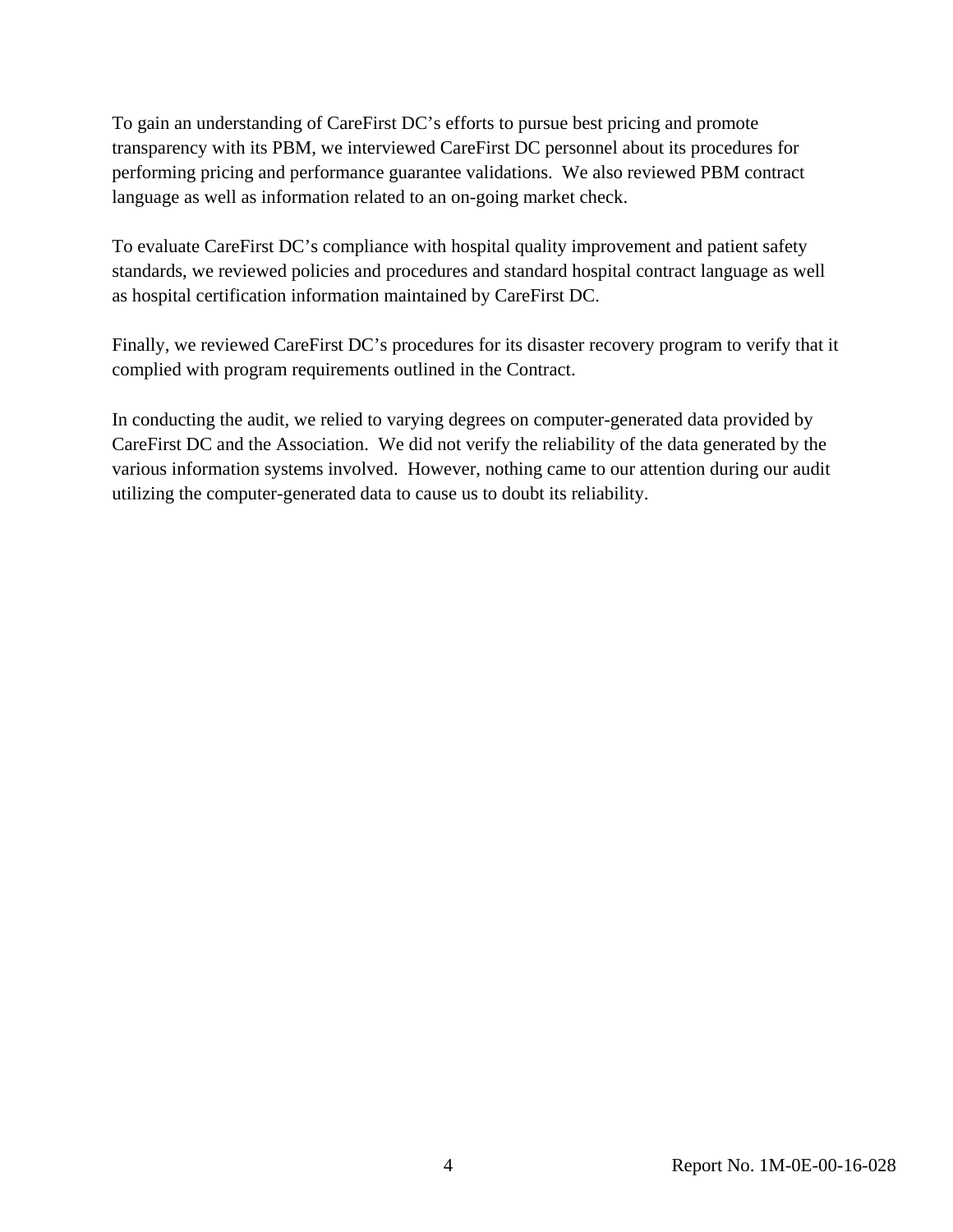To gain an understanding of CareFirst DC's efforts to pursue best pricing and promote transparency with its PBM, we interviewed CareFirst DC personnel about its procedures for performing pricing and performance guarantee validations. We also reviewed PBM contract language as well as information related to an on-going market check.

To evaluate CareFirst DC's compliance with hospital quality improvement and patient safety standards, we reviewed policies and procedures and standard hospital contract language as well as hospital certification information maintained by CareFirst DC.

Finally, we reviewed CareFirst DC's procedures for its disaster recovery program to verify that it complied with program requirements outlined in the Contract.

In conducting the audit, we relied to varying degrees on computer-generated data provided by CareFirst DC and the Association. We did not verify the reliability of the data generated by the various information systems involved. However, nothing came to our attention during our audit utilizing the computer-generated data to cause us to doubt its reliability.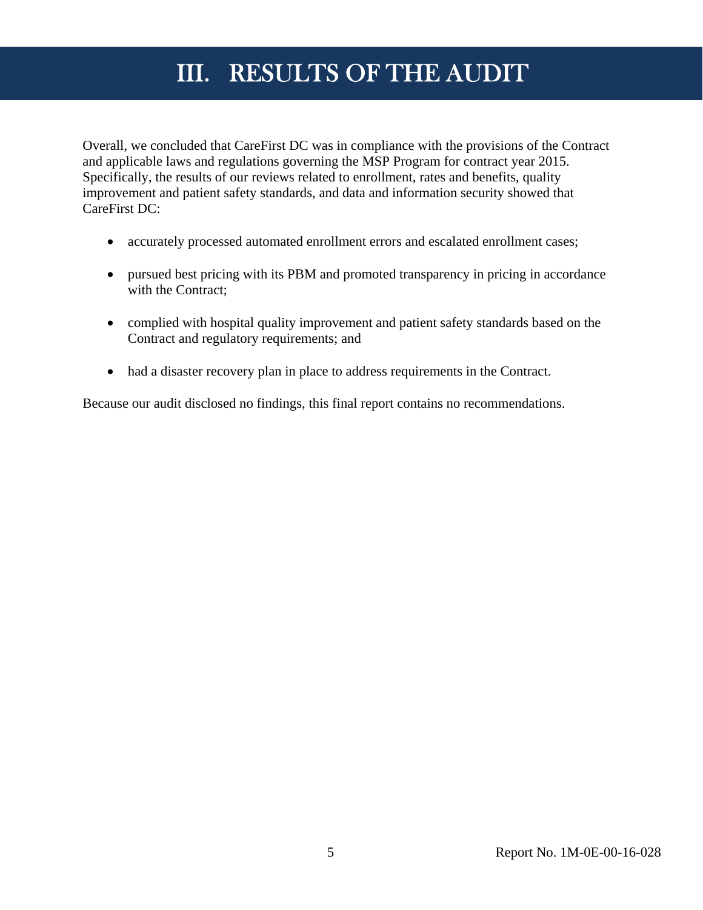# III. RESULTS OF THE AUDIT

Overall, we concluded that CareFirst DC was in compliance with the provisions of the Contract and applicable laws and regulations governing the MSP Program for contract year 2015. Specifically, the results of our reviews related to enrollment, rates and benefits, quality improvement and patient safety standards, and data and information security showed that CareFirst DC:

- accurately processed automated enrollment errors and escalated enrollment cases;
- pursued best pricing with its PBM and promoted transparency in pricing in accordance with the Contract;
- complied with hospital quality improvement and patient safety standards based on the Contract and regulatory requirements; and
- had a disaster recovery plan in place to address requirements in the Contract.

Because our audit disclosed no findings, this final report contains no recommendations.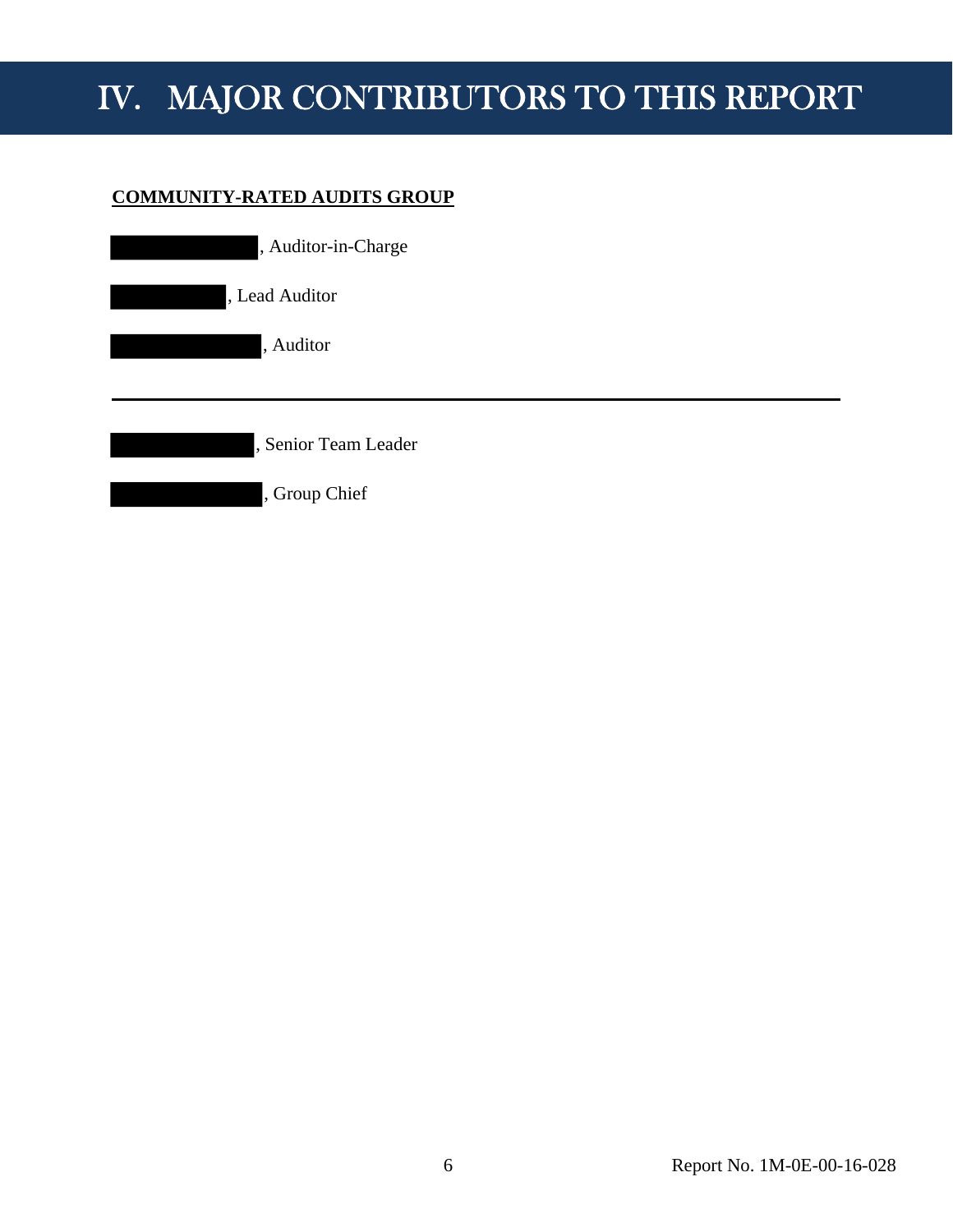# IV. MAJOR CONTRIBUTORS TO THIS REPORT

**COMMUNITY-RATED AUDITS GROUP**

[REDACTED], Auditor-in-Charge

[REDACTED], Lead Auditor

[REDACTED], Auditor

---

[REDACTED], Senior Team Leader

[REDACTED], Group Chief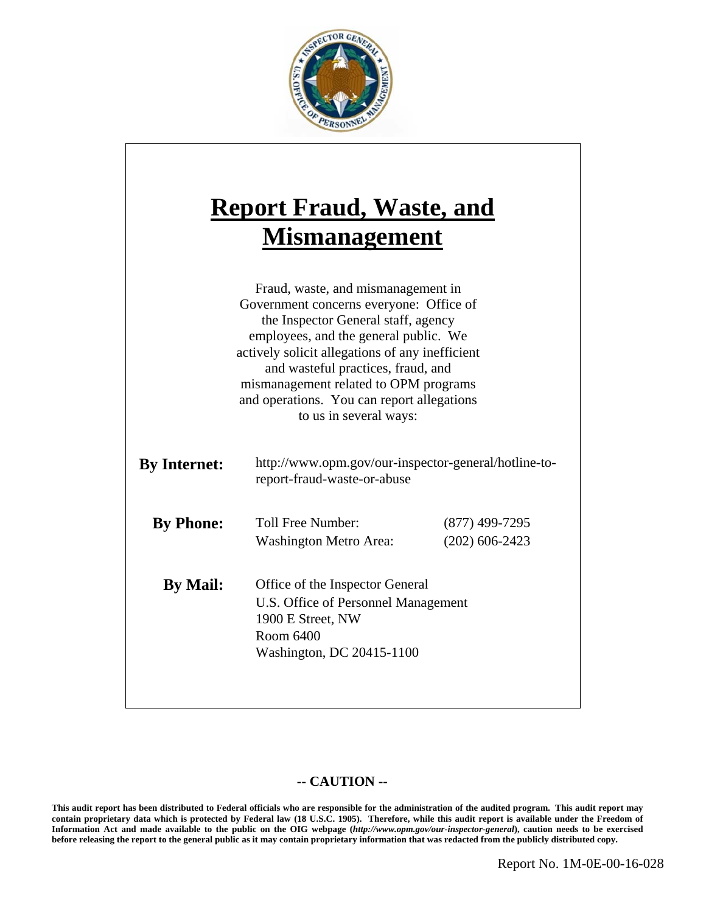# Report Fraud, Waste, and Mismanagement

Fraud, waste, and mismanagement in Government concerns everyone: Office of the Inspector General staff, agency employees, and the general public. We actively solicit allegations of any inefficient and wasteful practices, fraud, and mismanagement related to OPM programs and operations. You can report allegations to us in several ways:

| | | |
|---|---|---|
| **By Internet:** | http://www.opm.gov/our-inspector-general/hotline-to-report-fraud-waste-or-abuse | |
| **By Phone:** | Toll Free Number: | (877) 499-7295 |
| | Washington Metro Area: | (202) 606-2423 |
| **By Mail:** | Office of the Inspector General<br>U.S. Office of Personnel Management<br>1900 E Street, NW<br>Room 6400<br>Washington, DC 20415-1100 | |

**-- CAUTION --**

**This audit report has been distributed to Federal officials who are responsible for the administration of the audited program. This audit report may contain proprietary data which is protected by Federal law (18 U.S.C. 1905). Therefore, while this audit report is available under the Freedom of Information Act and made available to the public on the OIG webpage (*http://www.opm.gov/our-inspector-general*), caution needs to be exercised before releasing the report to the general public as it may contain proprietary information that was redacted from the publicly distributed copy.**

Report No. 1M-0E-00-16-028